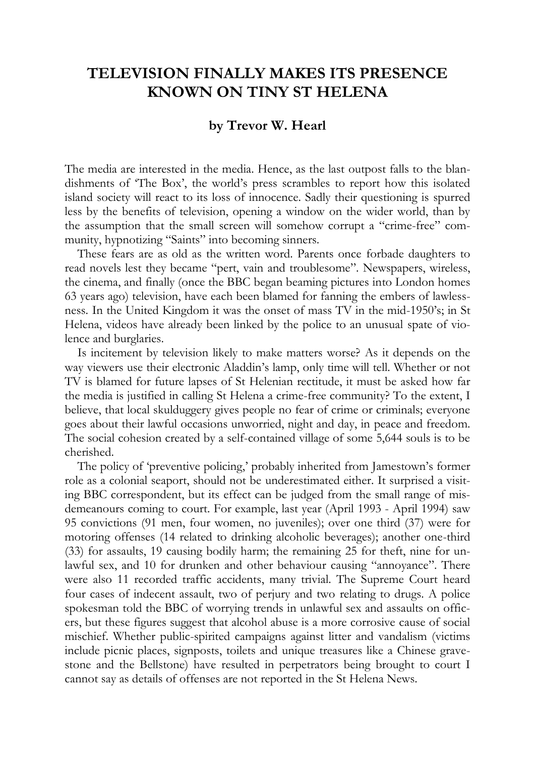# TELEVISION FINALLY MAKES ITS PRESENCE KNOWN ON TINY ST HELENA

**by Trevor W. Hearl**

The media are interested in the media. Hence, as the last outpost falls to the blandishments of 'The Box', the world's press scrambles to report how this isolated island society will react to its loss of innocence. Sadly their questioning is spurred less by the benefits of television, opening a window on the wider world, than by the assumption that the small screen will somehow corrupt a "crime-free" community, hypnotizing "Saints" into becoming sinners.

These fears are as old as the written word. Parents once forbade daughters to read novels lest they became "pert, vain and troublesome". Newspapers, wireless, the cinema, and finally (once the BBC began beaming pictures into London homes 63 years ago) television, have each been blamed for fanning the embers of lawlessness. In the United Kingdom it was the onset of mass TV in the mid-1950's; in St Helena, videos have already been linked by the police to an unusual spate of violence and burglaries.

Is incitement by television likely to make matters worse? As it depends on the way viewers use their electronic Aladdin's lamp, only time will tell. Whether or not TV is blamed for future lapses of St Helenian rectitude, it must be asked how far the media is justified in calling St Helena a crime-free community? To the extent, I believe, that local skulduggery gives people no fear of crime or criminals; everyone goes about their lawful occasions unworried, night and day, in peace and freedom. The social cohesion created by a self-contained village of some 5,644 souls is to be cherished.

The policy of 'preventive policing,' probably inherited from Jamestown's former role as a colonial seaport, should not be underestimated either. It surprised a visiting BBC correspondent, but its effect can be judged from the small range of misdemeanours coming to court. For example, last year (April 1993 - April 1994) saw 95 convictions (91 men, four women, no juveniles); over one third (37) were for motoring offenses (14 related to drinking alcoholic beverages); another one-third (33) for assaults, 19 causing bodily harm; the remaining 25 for theft, nine for unlawful sex, and 10 for drunken and other behaviour causing "annoyance". There were also 11 recorded traffic accidents, many trivial. The Supreme Court heard four cases of indecent assault, two of perjury and two relating to drugs. A police spokesman told the BBC of worrying trends in unlawful sex and assaults on officers, but these figures suggest that alcohol abuse is a more corrosive cause of social mischief. Whether public-spirited campaigns against litter and vandalism (victims include picnic places, signposts, toilets and unique treasures like a Chinese gravestone and the Bellstone) have resulted in perpetrators being brought to court I cannot say as details of offenses are not reported in the St Helena News.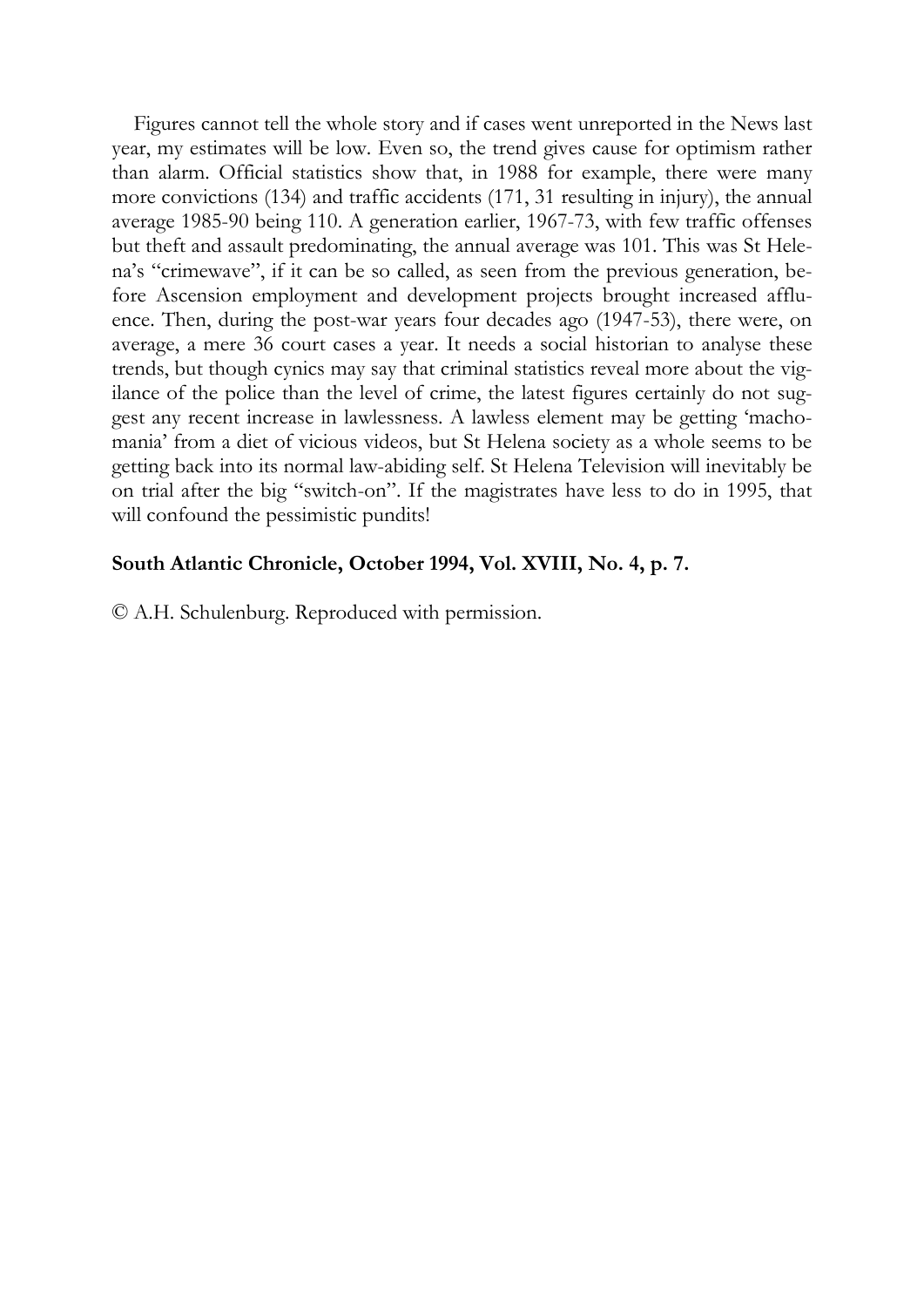Figures cannot tell the whole story and if cases went unreported in the News last year, my estimates will be low. Even so, the trend gives cause for optimism rather than alarm. Official statistics show that, in 1988 for example, there were many more convictions (134) and traffic accidents (171, 31 resulting in injury), the annual average 1985-90 being 110. A generation earlier, 1967-73, with few traffic offenses but theft and assault predominating, the annual average was 101. This was St Helena's "crimewave", if it can be so called, as seen from the previous generation, before Ascension employment and development projects brought increased affluence. Then, during the post-war years four decades ago (1947-53), there were, on average, a mere 36 court cases a year. It needs a social historian to analyse these trends, but though cynics may say that criminal statistics reveal more about the vigilance of the police than the level of crime, the latest figures certainly do not suggest any recent increase in lawlessness. A lawless element may be getting 'macho-mania' from a diet of vicious videos, but St Helena society as a whole seems to be getting back into its normal law-abiding self. St Helena Television will inevitably be on trial after the big "switch-on". If the magistrates have less to do in 1995, that will confound the pessimistic pundits!

**South Atlantic Chronicle, October 1994, Vol. XVIII, No. 4, p. 7.**

© A.H. Schulenburg. Reproduced with permission.